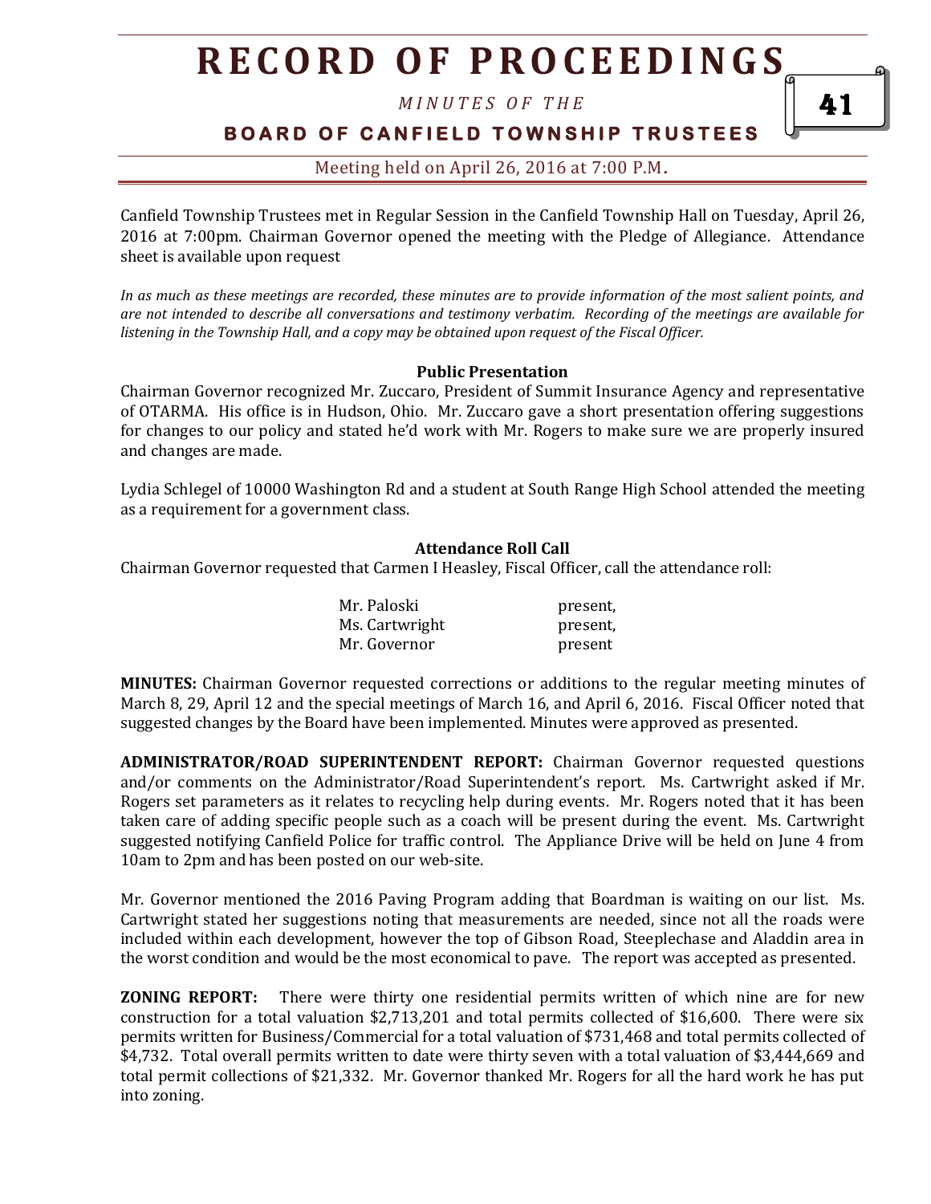# RECORD OF PROCEEDINGS

*MINUTES OF THE*

**BOARD OF CANFIELD TOWNSHIP TRUSTEES**

Meeting held on April 26, 2016 at 7:00 P.M.

Canfield Township Trustees met in Regular Session in the Canfield Township Hall on Tuesday, April 26, 2016 at 7:00pm. Chairman Governor opened the meeting with the Pledge of Allegiance. Attendance sheet is available upon request

*In as much as these meetings are recorded, these minutes are to provide information of the most salient points, and are not intended to describe all conversations and testimony verbatim. Recording of the meetings are available for listening in the Township Hall, and a copy may be obtained upon request of the Fiscal Officer.*

**Public Presentation**

Chairman Governor recognized Mr. Zuccaro, President of Summit Insurance Agency and representative of OTARMA. His office is in Hudson, Ohio. Mr. Zuccaro gave a short presentation offering suggestions for changes to our policy and stated he'd work with Mr. Rogers to make sure we are properly insured and changes are made.

Lydia Schlegel of 10000 Washington Rd and a student at South Range High School attended the meeting as a requirement for a government class.

**Attendance Roll Call**

Chairman Governor requested that Carmen I Heasley, Fiscal Officer, call the attendance roll:

| | |
|---|---|
| Mr. Paloski | present, |
| Ms. Cartwright | present, |
| Mr. Governor | present |

**MINUTES:** Chairman Governor requested corrections or additions to the regular meeting minutes of March 8, 29, April 12 and the special meetings of March 16, and April 6, 2016. Fiscal Officer noted that suggested changes by the Board have been implemented. Minutes were approved as presented.

**ADMINISTRATOR/ROAD SUPERINTENDENT REPORT:** Chairman Governor requested questions and/or comments on the Administrator/Road Superintendent's report. Ms. Cartwright asked if Mr. Rogers set parameters as it relates to recycling help during events. Mr. Rogers noted that it has been taken care of adding specific people such as a coach will be present during the event. Ms. Cartwright suggested notifying Canfield Police for traffic control. The Appliance Drive will be held on June 4 from 10am to 2pm and has been posted on our web-site.

Mr. Governor mentioned the 2016 Paving Program adding that Boardman is waiting on our list. Ms. Cartwright stated her suggestions noting that measurements are needed, since not all the roads were included within each development, however the top of Gibson Road, Steeplechase and Aladdin area in the worst condition and would be the most economical to pave. The report was accepted as presented.

**ZONING REPORT:** There were thirty one residential permits written of which nine are for new construction for a total valuation $2,713,201 and total permits collected of $16,600. There were six permits written for Business/Commercial for a total valuation of $731,468 and total permits collected of $4,732. Total overall permits written to date were thirty seven with a total valuation of $3,444,669 and total permit collections of $21,332. Mr. Governor thanked Mr. Rogers for all the hard work he has put into zoning.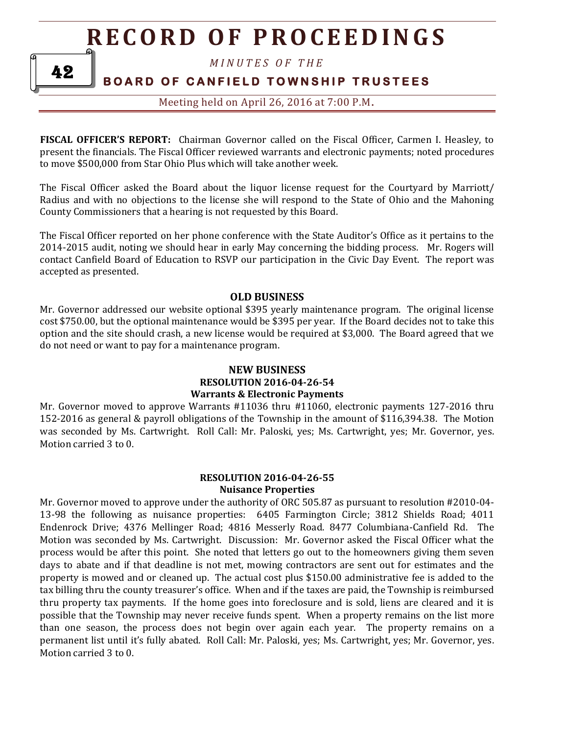**FISCAL OFFICER'S REPORT:** Chairman Governor called on the Fiscal Officer, Carmen I. Heasley, to present the financials. The Fiscal Officer reviewed warrants and electronic payments; noted procedures to move $500,000 from Star Ohio Plus which will take another week.

The Fiscal Officer asked the Board about the liquor license request for the Courtyard by Marriott/ Radius and with no objections to the license she will respond to the State of Ohio and the Mahoning County Commissioners that a hearing is not requested by this Board.

The Fiscal Officer reported on her phone conference with the State Auditor's Office as it pertains to the 2014-2015 audit, noting we should hear in early May concerning the bidding process. Mr. Rogers will contact Canfield Board of Education to RSVP our participation in the Civic Day Event. The report was accepted as presented.

## OLD BUSINESS

Mr. Governor addressed our website optional $395 yearly maintenance program. The original license cost $750.00, but the optional maintenance would be $395 per year. If the Board decides not to take this option and the site should crash, a new license would be required at $3,000. The Board agreed that we do not need or want to pay for a maintenance program.

## NEW BUSINESS

### RESOLUTION 2016-04-26-54
### Warrants & Electronic Payments

Mr. Governor moved to approve Warrants #11036 thru #11060, electronic payments 127-2016 thru 152-2016 as general & payroll obligations of the Township in the amount of $116,394.38. The Motion was seconded by Ms. Cartwright. Roll Call: Mr. Paloski, yes; Ms. Cartwright, yes; Mr. Governor, yes. Motion carried 3 to 0.

### RESOLUTION 2016-04-26-55
### Nuisance Properties

Mr. Governor moved to approve under the authority of ORC 505.87 as pursuant to resolution #2010-04-13-98 the following as nuisance properties: 6405 Farmington Circle; 3812 Shields Road; 4011 Endenrock Drive; 4376 Mellinger Road; 4816 Messerly Road. 8477 Columbiana-Canfield Rd. The Motion was seconded by Ms. Cartwright. Discussion: Mr. Governor asked the Fiscal Officer what the process would be after this point. She noted that letters go out to the homeowners giving them seven days to abate and if that deadline is not met, mowing contractors are sent out for estimates and the property is mowed and or cleaned up. The actual cost plus $150.00 administrative fee is added to the tax billing thru the county treasurer's office. When and if the taxes are paid, the Township is reimbursed thru property tax payments. If the home goes into foreclosure and is sold, liens are cleared and it is possible that the Township may never receive funds spent. When a property remains on the list more than one season, the process does not begin over again each year. The property remains on a permanent list until it's fully abated. Roll Call: Mr. Paloski, yes; Ms. Cartwright, yes; Mr. Governor, yes. Motion carried 3 to 0.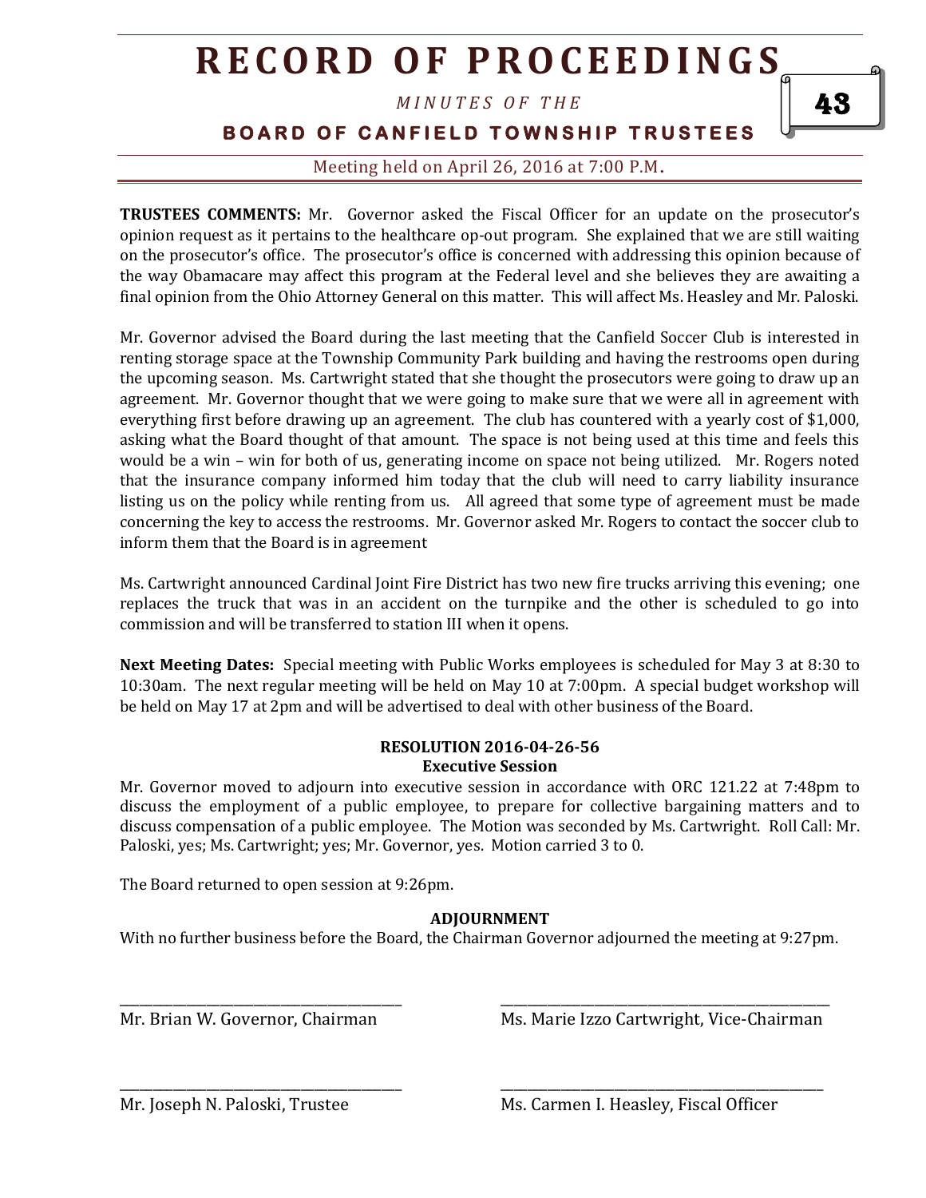**TRUSTEES COMMENTS:** Mr. Governor asked the Fiscal Officer for an update on the prosecutor's opinion request as it pertains to the healthcare op-out program. She explained that we are still waiting on the prosecutor's office. The prosecutor's office is concerned with addressing this opinion because of the way Obamacare may affect this program at the Federal level and she believes they are awaiting a final opinion from the Ohio Attorney General on this matter. This will affect Ms. Heasley and Mr. Paloski.

Mr. Governor advised the Board during the last meeting that the Canfield Soccer Club is interested in renting storage space at the Township Community Park building and having the restrooms open during the upcoming season. Ms. Cartwright stated that she thought the prosecutors were going to draw up an agreement. Mr. Governor thought that we were going to make sure that we were all in agreement with everything first before drawing up an agreement. The club has countered with a yearly cost of $1,000, asking what the Board thought of that amount. The space is not being used at this time and feels this would be a win – win for both of us, generating income on space not being utilized. Mr. Rogers noted that the insurance company informed him today that the club will need to carry liability insurance listing us on the policy while renting from us. All agreed that some type of agreement must be made concerning the key to access the restrooms. Mr. Governor asked Mr. Rogers to contact the soccer club to inform them that the Board is in agreement

Ms. Cartwright announced Cardinal Joint Fire District has two new fire trucks arriving this evening; one replaces the truck that was in an accident on the turnpike and the other is scheduled to go into commission and will be transferred to station III when it opens.

**Next Meeting Dates:** Special meeting with Public Works employees is scheduled for May 3 at 8:30 to 10:30am. The next regular meeting will be held on May 10 at 7:00pm. A special budget workshop will be held on May 17 at 2pm and will be advertised to deal with other business of the Board.

**RESOLUTION 2016-04-26-56**
**Executive Session**

Mr. Governor moved to adjourn into executive session in accordance with ORC 121.22 at 7:48pm to discuss the employment of a public employee, to prepare for collective bargaining matters and to discuss compensation of a public employee. The Motion was seconded by Ms. Cartwright. Roll Call: Mr. Paloski, yes; Ms. Cartwright; yes; Mr. Governor, yes. Motion carried 3 to 0.

The Board returned to open session at 9:26pm.

**ADJOURNMENT**

With no further business before the Board, the Chairman Governor adjourned the meeting at 9:27pm.

| | |
|---|---|
| ______________________________ | ______________________________ |
| Mr. Brian W. Governor, Chairman | Ms. Marie Izzo Cartwright, Vice-Chairman |
| ______________________________ | ______________________________ |
| Mr. Joseph N. Paloski, Trustee | Ms. Carmen I. Heasley, Fiscal Officer |